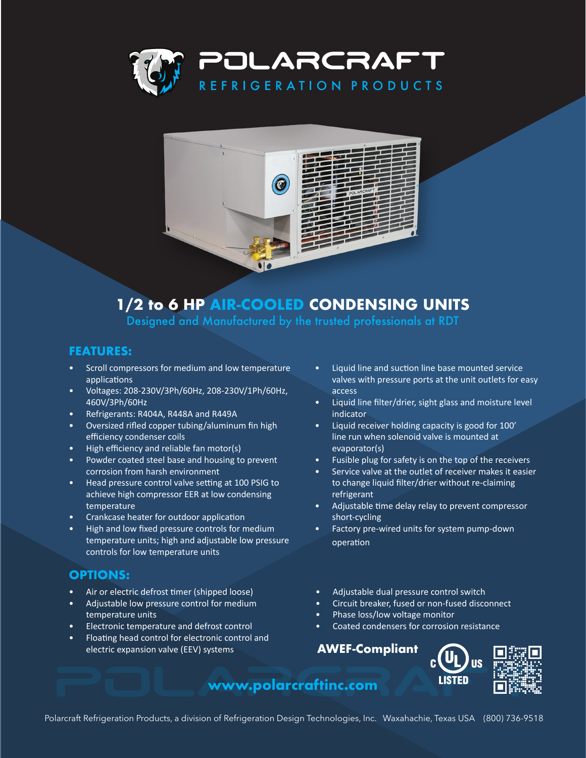# POLARCRAFT

REFRIGERATION PRODUCTS

## 1/2 to 6 HP AIR-COOLED CONDENSING UNITS

Designed and Manufactured by the trusted professionals at RDT

### FEATURES:

- Scroll compressors for medium and low temperature applications
- Voltages: 208-230V/3Ph/60Hz, 208-230V/1Ph/60Hz, 460V/3Ph/60Hz
- Refrigerants: R404A, R448A and R449A
- Oversized rifled copper tubing/aluminum fin high efficiency condenser coils
- High efficiency and reliable fan motor(s)
- Powder coated steel base and housing to prevent corrosion from harsh environment
- Head pressure control valve setting at 100 PSIG to achieve high compressor EER at low condensing temperature
- Crankcase heater for outdoor application
- High and low fixed pressure controls for medium temperature units; high and adjustable low pressure controls for low temperature units
- Liquid line and suction line base mounted service valves with pressure ports at the unit outlets for easy access
- Liquid line filter/drier, sight glass and moisture level indicator
- Liquid receiver holding capacity is good for 100' line run when solenoid valve is mounted at evaporator(s)
- Fusible plug for safety is on the top of the receivers
- Service valve at the outlet of receiver makes it easier to change liquid filter/drier without re-claiming refrigerant
- Adjustable time delay relay to prevent compressor short-cycling
- Factory pre-wired units for system pump-down operation

### OPTIONS:

- Air or electric defrost timer (shipped loose)
- Adjustable low pressure control for medium temperature units
- Electronic temperature and defrost control
- Floating head control for electronic control and electric expansion valve (EEV) systems
- Adjustable dual pressure control switch
- Circuit breaker, fused or non-fused disconnect
- Phase loss/low voltage monitor
- Coated condensers for corrosion resistance

**AWEF-Compliant**

c UL us LISTED

**www.polarcraftinc.com**

Polarcraft Refrigeration Products, a division of Refrigeration Design Technologies, Inc. Waxahachie, Texas USA (800) 736-9518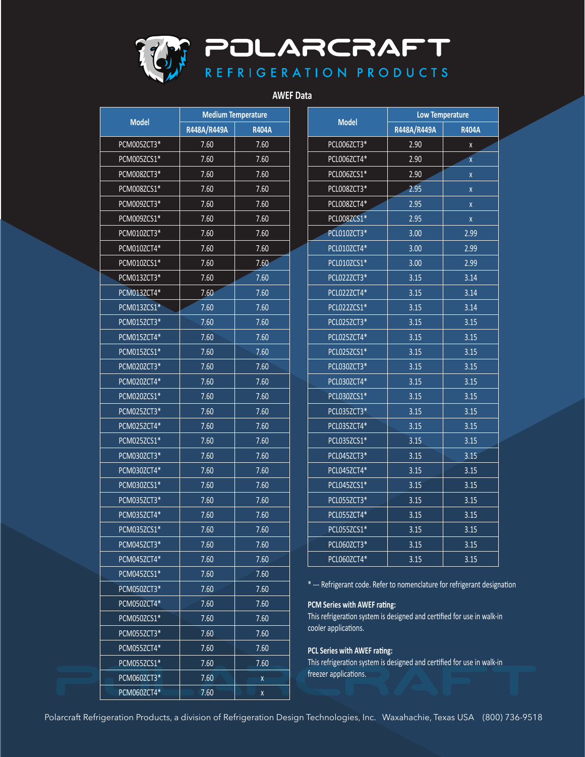# POLARCRAFT
## REFRIGERATION PRODUCTS

### AWEF Data

| Model | Medium Temperature | |
|---|---|---|
| | R448A/R449A | R404A |
| PCM005ZCT3* | 7.60 | 7.60 |
| PCM005ZCS1* | 7.60 | 7.60 |
| PCM008ZCT3* | 7.60 | 7.60 |
| PCM008ZCS1* | 7.60 | 7.60 |
| PCM009ZCT3* | 7.60 | 7.60 |
| PCM009ZCS1* | 7.60 | 7.60 |
| PCM010ZCT3* | 7.60 | 7.60 |
| PCM010ZCT4* | 7.60 | 7.60 |
| PCM010ZCS1* | 7.60 | 7.60 |
| PCM013ZCT3* | 7.60 | 7.60 |
| PCM013ZCT4* | 7.60 | 7.60 |
| PCM013ZCS1* | 7.60 | 7.60 |
| PCM015ZCT3* | 7.60 | 7.60 |
| PCM015ZCT4* | 7.60 | 7.60 |
| PCM015ZCS1* | 7.60 | 7.60 |
| PCM020ZCT3* | 7.60 | 7.60 |
| PCM020ZCT4* | 7.60 | 7.60 |
| PCM020ZCS1* | 7.60 | 7.60 |
| PCM025ZCT3* | 7.60 | 7.60 |
| PCM025ZCT4* | 7.60 | 7.60 |
| PCM025ZCS1* | 7.60 | 7.60 |
| PCM030ZCT3* | 7.60 | 7.60 |
| PCM030ZCT4* | 7.60 | 7.60 |
| PCM030ZCS1* | 7.60 | 7.60 |
| PCM035ZCT3* | 7.60 | 7.60 |
| PCM035ZCT4* | 7.60 | 7.60 |
| PCM035ZCS1* | 7.60 | 7.60 |
| PCM045ZCT3* | 7.60 | 7.60 |
| PCM045ZCT4* | 7.60 | 7.60 |
| PCM045ZCS1* | 7.60 | 7.60 |
| PCM050ZCT3* | 7.60 | 7.60 |
| PCM050ZCT4* | 7.60 | 7.60 |
| PCM050ZCS1* | 7.60 | 7.60 |
| PCM055ZCT3* | 7.60 | 7.60 |
| PCM055ZCT4* | 7.60 | 7.60 |
| PCM055ZCS1* | 7.60 | 7.60 |
| PCM060ZCT3* | 7.60 | x |
| PCM060ZCT4* | 7.60 | x |

| Model | Low Temperature | |
|---|---|---|
| | R448A/R449A | R404A |
| PCL006ZCT3* | 2.90 | x |
| PCL006ZCT4* | 2.90 | x |
| PCL006ZCS1* | 2.90 | x |
| PCL008ZCT3* | 2.95 | x |
| PCL008ZCT4* | 2.95 | x |
| PCL008ZCS1* | 2.95 | x |
| PCL010ZCT3* | 3.00 | 2.99 |
| PCL010ZCT4* | 3.00 | 2.99 |
| PCL010ZCS1* | 3.00 | 2.99 |
| PCL022ZCT3* | 3.15 | 3.14 |
| PCL022ZCT4* | 3.15 | 3.14 |
| PCL022ZCS1* | 3.15 | 3.14 |
| PCL025ZCT3* | 3.15 | 3.15 |
| PCL025ZCT4* | 3.15 | 3.15 |
| PCL025ZCS1* | 3.15 | 3.15 |
| PCL030ZCT3* | 3.15 | 3.15 |
| PCL030ZCT4* | 3.15 | 3.15 |
| PCL030ZCS1* | 3.15 | 3.15 |
| PCL035ZCT3* | 3.15 | 3.15 |
| PCL035ZCT4* | 3.15 | 3.15 |
| PCL035ZCS1* | 3.15 | 3.15 |
| PCL045ZCT3* | 3.15 | 3.15 |
| PCL045ZCT4* | 3.15 | 3.15 |
| PCL045ZCS1* | 3.15 | 3.15 |
| PCL055ZCT3* | 3.15 | 3.15 |
| PCL055ZCT4* | 3.15 | 3.15 |
| PCL055ZCS1* | 3.15 | 3.15 |
| PCL060ZCT3* | 3.15 | 3.15 |
| PCL060ZCT4* | 3.15 | 3.15 |

* --- Refrigerant code. Refer to nomenclature for refrigerant designation

**PCM Series with AWEF rating:**
This refrigeration system is designed and certified for use in walk-in cooler applications.

**PCL Series with AWEF rating:**
This refrigeration system is designed and certified for use in walk-in freezer applications.

Polarcraft Refrigeration Products, a division of Refrigeration Design Technologies, Inc. Waxahachie, Texas USA (800) 736-9518